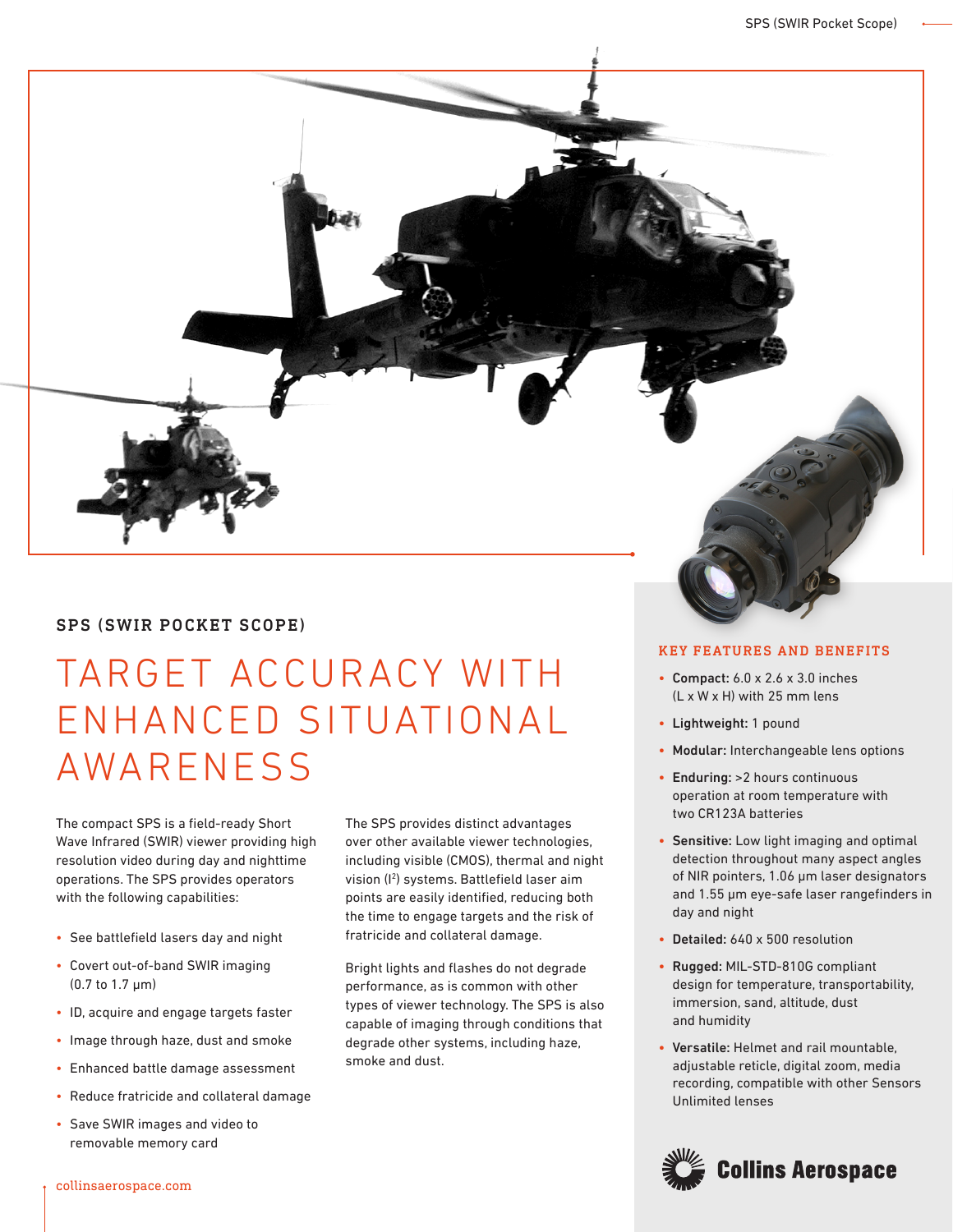## SPS (SWIR POCKET SCOPE)

# TARGET ACCURACY WITH ENHANCED SITUATIONAL AWARENESS

The compact SPS is a field-ready Short Wave Infrared (SWIR) viewer providing high resolution video during day and nighttime operations. The SPS provides operators with the following capabilities:

- See battlefield lasers day and night
- Covert out-of-band SWIR imaging (0.7 to 1.7 µm)
- ID, acquire and engage targets faster
- Image through haze, dust and smoke
- Enhanced battle damage assessment
- Reduce fratricide and collateral damage
- Save SWIR images and video to removable memory card

The SPS provides distinct advantages over other available viewer technologies, including visible (CMOS), thermal and night vision ($I^2$) systems. Battlefield laser aim points are easily identified, reducing both the time to engage targets and the risk of fratricide and collateral damage.

Bright lights and flashes do not degrade performance, as is common with other types of viewer technology. The SPS is also capable of imaging through conditions that degrade other systems, including haze, smoke and dust.

### KEY FEATURES AND BENEFITS

- **Compact:** 6.0 x 2.6 x 3.0 inches (L x W x H) with 25 mm lens
- **Lightweight:** 1 pound
- **Modular:** Interchangeable lens options
- **Enduring:** >2 hours continuous operation at room temperature with two CR123A batteries
- **Sensitive:** Low light imaging and optimal detection throughout many aspect angles of NIR pointers, 1.06 µm laser designators and 1.55 µm eye-safe laser rangefinders in day and night
- **Detailed:** 640 x 500 resolution
- **Rugged:** MIL-STD-810G compliant design for temperature, transportability, immersion, sand, altitude, dust and humidity
- **Versatile:** Helmet and rail mountable, adjustable reticle, digital zoom, media recording, compatible with other Sensors Unlimited lenses

Collins Aerospace

collinsaerospace.com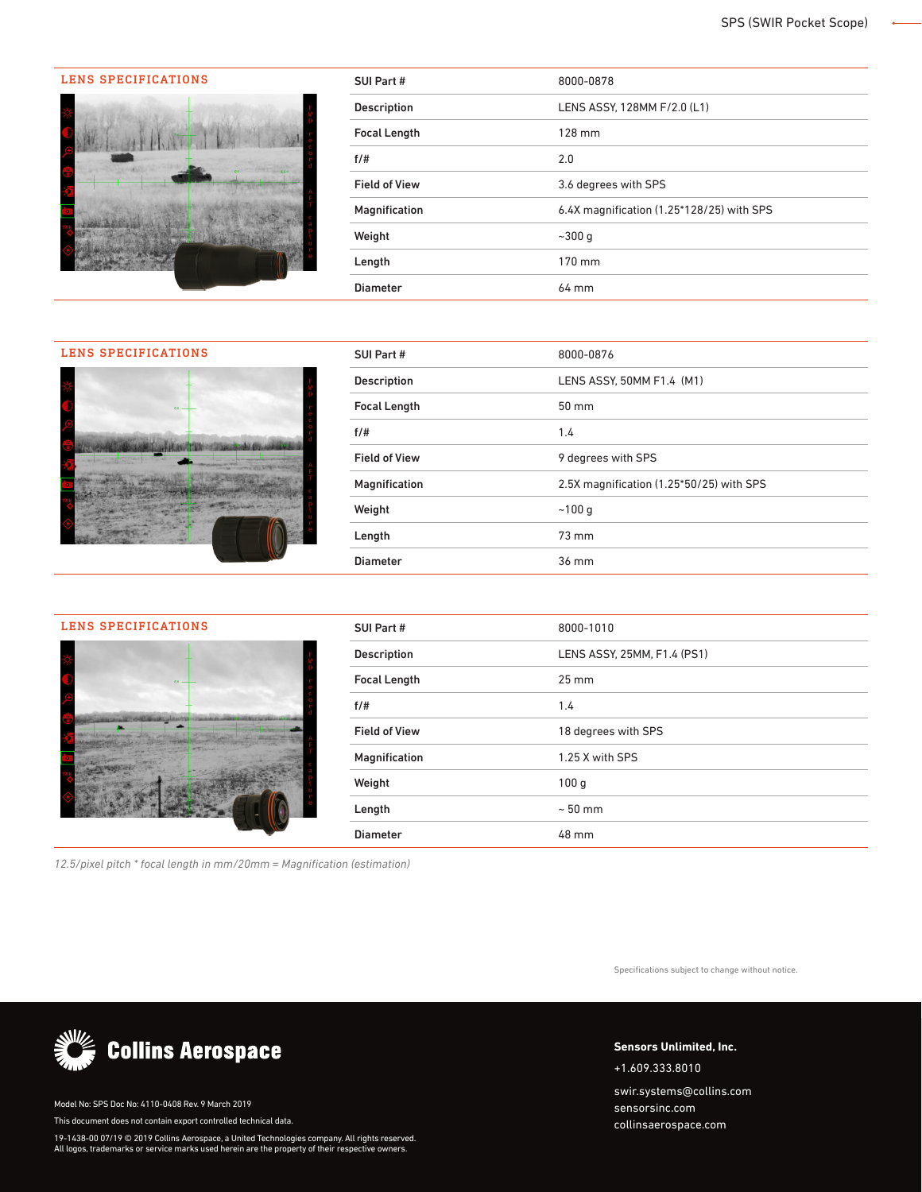## LENS SPECIFICATIONS

| | |
|---|---|
| SUI Part # | 8000-0878 |
| Description | LENS ASSY, 128MM F/2.0 (L1) |
| Focal Length | 128 mm |
| f/# | 2.0 |
| Field of View | 3.6 degrees with SPS |
| Magnification | 6.4X magnification (1.25*128/25) with SPS |
| Weight | ~300 g |
| Length | 170 mm |
| Diameter | 64 mm |

## LENS SPECIFICATIONS

| | |
|---|---|
| SUI Part # | 8000-0876 |
| Description | LENS ASSY, 50MM F1.4 (M1) |
| Focal Length | 50 mm |
| f/# | 1.4 |
| Field of View | 9 degrees with SPS |
| Magnification | 2.5X magnification (1.25*50/25) with SPS |
| Weight | ~100 g |
| Length | 73 mm |
| Diameter | 36 mm |

## LENS SPECIFICATIONS

| | |
|---|---|
| SUI Part # | 8000-1010 |
| Description | LENS ASSY, 25MM, F1.4 (PS1) |
| Focal Length | 25 mm |
| f/# | 1.4 |
| Field of View | 18 degrees with SPS |
| Magnification | 1.25 X with SPS |
| Weight | 100 g |
| Length | ~ 50 mm |
| Diameter | 48 mm |

*12.5/pixel pitch * focal length in mm/20mm = Magnification (estimation)*

Specifications subject to change without notice.

**Collins Aerospace**

Model No: SPS Doc No: 4110-0408 Rev. 9 March 2019

This document does not contain export controlled technical data.

19-1438-00 07/19 © 2019 Collins Aerospace, a United Technologies company. All rights reserved.
All logos, trademarks or service marks used herein are the property of their respective owners.

**Sensors Unlimited, Inc.**

+1.609.333.8010

swir.systems@collins.com
sensorsinc.com
collinsaerospace.com